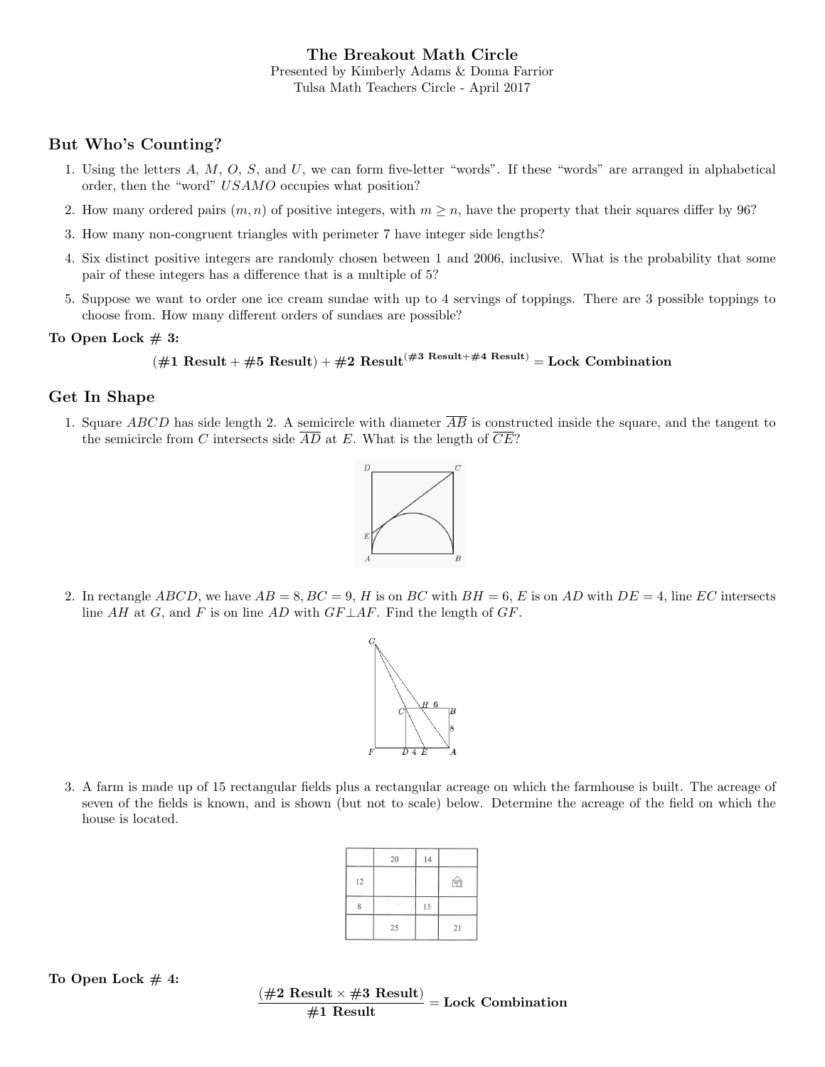# The Breakout Math Circle

Presented by Kimberly Adams & Donna Farrior
Tulsa Math Teachers Circle - April 2017

## But Who's Counting?

1. Using the letters $A$, $M$, $O$, $S$, and $U$, we can form five-letter "words". If these "words" are arranged in alphabetical order, then the "word" $USAMO$ occupies what position?
2. How many ordered pairs $(m, n)$ of positive integers, with $m \geq n$, have the property that their squares differ by 96?
3. How many non-congruent triangles with perimeter 7 have integer side lengths?
4. Six distinct positive integers are randomly chosen between 1 and 2006, inclusive. What is the probability that some pair of these integers has a difference that is a multiple of 5?
5. Suppose we want to order one ice cream sundae with up to 4 servings of toppings. There are 3 possible toppings to choose from. How many different orders of sundaes are possible?

**To Open Lock # 3:**

$$(\textbf{\#1 Result} + \textbf{\#5 Result}) + \textbf{\#2 Result}^{(\textbf{\#3 Result}+\textbf{\#4 Result})} = \textbf{Lock Combination}$$

## Get In Shape

1. Square $ABCD$ has side length 2. A semicircle with diameter $\overline{AB}$ is constructed inside the square, and the tangent to the semicircle from $C$ intersects side $\overline{AD}$ at $E$. What is the length of $\overline{CE}$?

2. In rectangle $ABCD$, we have $AB = 8$, $BC = 9$, $H$ is on $BC$ with $BH = 6$, $E$ is on $AD$ with $DE = 4$, line $EC$ intersects line $AH$ at $G$, and $F$ is on line $AD$ with $GF \perp AF$. Find the length of $GF$.

3. A farm is made up of 15 rectangular fields plus a rectangular acreage on which the farmhouse is built. The acreage of seven of the fields is known, and is shown (but not to scale) below. Determine the acreage of the field on which the house is located.

| | 20 | 14 | |
|---|---|---|---|
| 12 | | | 🏠 |
| 8 | | 15 | |
| | 25 | | 21 |

**To Open Lock # 4:**

$$\frac{(\textbf{\#2 Result} \times \textbf{\#3 Result})}{\textbf{\#1 Result}} = \textbf{Lock Combination}$$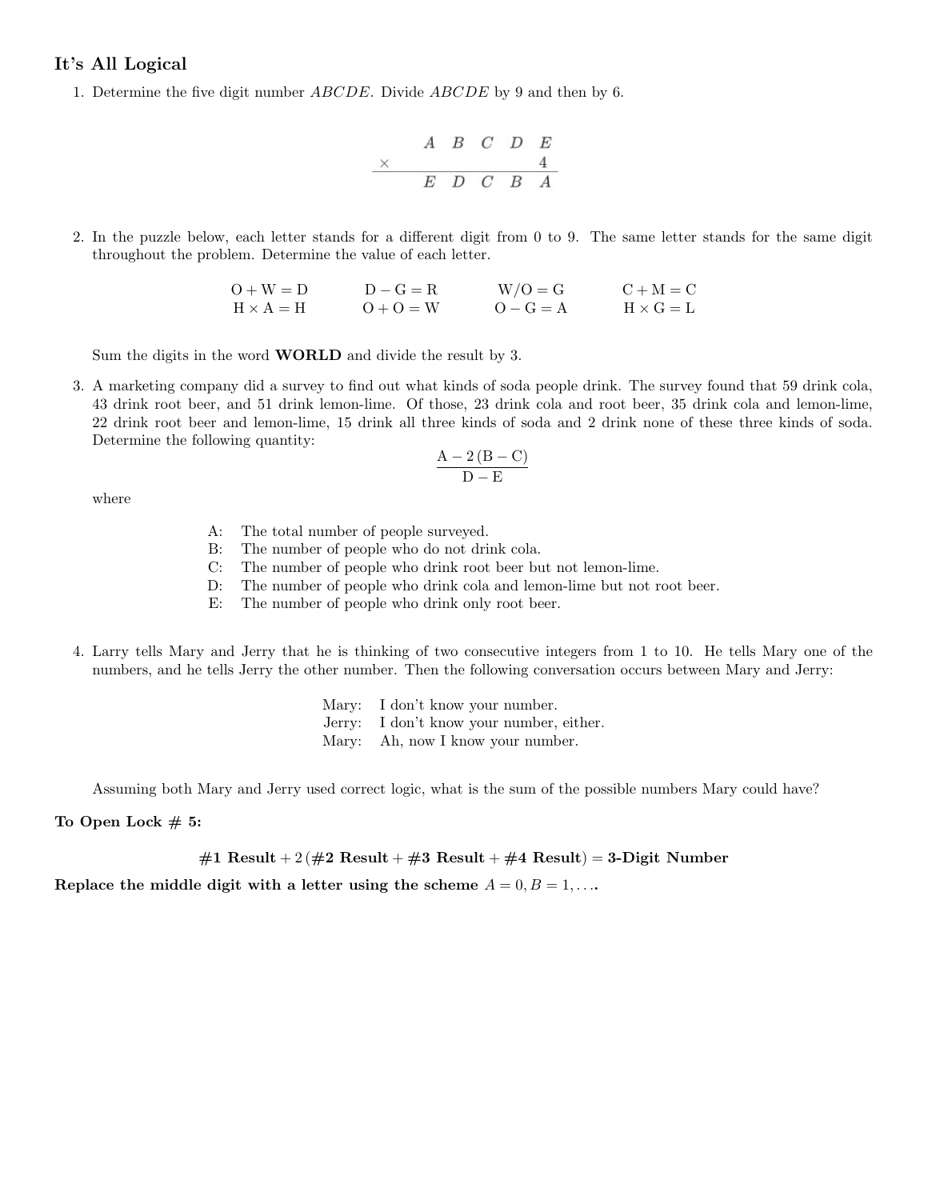## It's All Logical

1. Determine the five digit number $ABCDE$. Divide $ABCDE$ by 9 and then by 6.

$$
\begin{array}{r}
A\ B\ C\ D\ E \\
\times \qquad\qquad 4 \\
\hline
E\ D\ C\ B\ A
\end{array}
$$

2. In the puzzle below, each letter stands for a different digit from 0 to 9. The same letter stands for the same digit throughout the problem. Determine the value of each letter.

| | | | |
|---|---|---|---|
| $O + W = D$ | $D - G = R$ | $W/O = G$ | $C + M = C$ |
| $H \times A = H$ | $O + O = W$ | $O - G = A$ | $H \times G = L$ |

Sum the digits in the word **WORLD** and divide the result by 3.

3. A marketing company did a survey to find out what kinds of soda people drink. The survey found that 59 drink cola, 43 drink root beer, and 51 drink lemon-lime. Of those, 23 drink cola and root beer, 35 drink cola and lemon-lime, 22 drink root beer and lemon-lime, 15 drink all three kinds of soda and 2 drink none of these three kinds of soda. Determine the following quantity:

$$\frac{A - 2(B - C)}{D - E}$$

where

- A: The total number of people surveyed.
- B: The number of people who do not drink cola.
- C: The number of people who drink root beer but not lemon-lime.
- D: The number of people who drink cola and lemon-lime but not root beer.
- E: The number of people who drink only root beer.

4. Larry tells Mary and Jerry that he is thinking of two consecutive integers from 1 to 10. He tells Mary one of the numbers, and he tells Jerry the other number. Then the following conversation occurs between Mary and Jerry:

Mary: I don't know your number.
Jerry: I don't know your number, either.
Mary: Ah, now I know your number.

Assuming both Mary and Jerry used correct logic, what is the sum of the possible numbers Mary could have?

**To Open Lock # 5:**

**#1 Result + 2 (#2 Result + #3 Result + #4 Result) = 3-Digit Number**

**Replace the middle digit with a letter using the scheme $A = 0, B = 1, \ldots$.**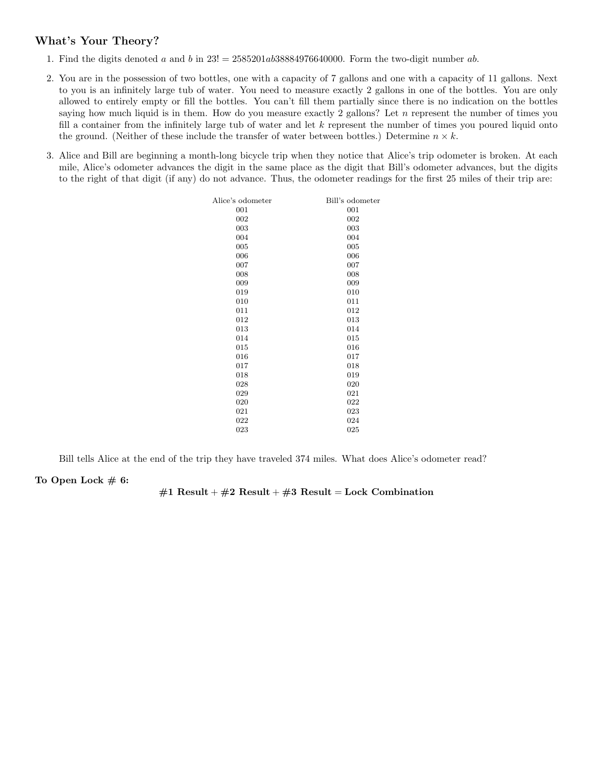## What's Your Theory?

1. Find the digits denoted $a$ and $b$ in $23! = 2585201ab38884976640000$. Form the two-digit number $ab$.

2. You are in the possession of two bottles, one with a capacity of 7 gallons and one with a capacity of 11 gallons. Next to you is an infinitely large tub of water. You need to measure exactly 2 gallons in one of the bottles. You are only allowed to entirely empty or fill the bottles. You can't fill them partially since there is no indication on the bottles saying how much liquid is in them. How do you measure exactly 2 gallons? Let $n$ represent the number of times you fill a container from the infinitely large tub of water and let $k$ represent the number of times you poured liquid onto the ground. (Neither of these include the transfer of water between bottles.) Determine $n \times k$.

3. Alice and Bill are beginning a month-long bicycle trip when they notice that Alice's trip odometer is broken. At each mile, Alice's odometer advances the digit in the same place as the digit that Bill's odometer advances, but the digits to the right of that digit (if any) do not advance. Thus, the odometer readings for the first 25 miles of their trip are:

| Alice's odometer | Bill's odometer |
|---|---|
| 001 | 001 |
| 002 | 002 |
| 003 | 003 |
| 004 | 004 |
| 005 | 005 |
| 006 | 006 |
| 007 | 007 |
| 008 | 008 |
| 009 | 009 |
| 019 | 010 |
| 010 | 011 |
| 011 | 012 |
| 012 | 013 |
| 013 | 014 |
| 014 | 015 |
| 015 | 016 |
| 016 | 017 |
| 017 | 018 |
| 018 | 019 |
| 028 | 020 |
| 029 | 021 |
| 020 | 022 |
| 021 | 023 |
| 022 | 024 |
| 023 | 025 |

Bill tells Alice at the end of the trip they have traveled 374 miles. What does Alice's odometer read?

**To Open Lock # 6:**

**#1 Result + #2 Result + #3 Result = Lock Combination**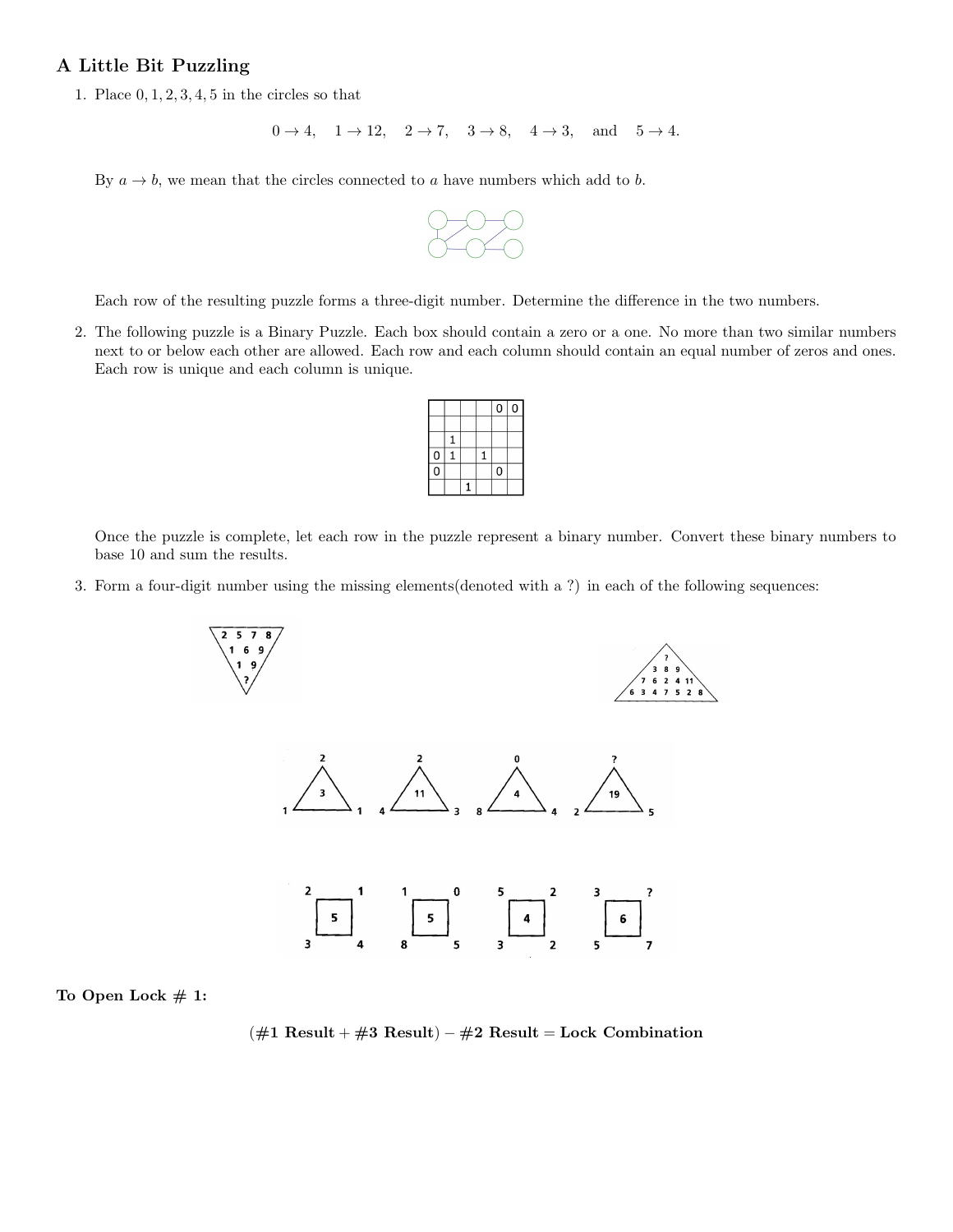## A Little Bit Puzzling

1. Place 0, 1, 2, 3, 4, 5 in the circles so that

$$0 \to 4, \quad 1 \to 12, \quad 2 \to 7, \quad 3 \to 8, \quad 4 \to 3, \quad \text{and} \quad 5 \to 4.$$

   By $a \to b$, we mean that the circles connected to $a$ have numbers which add to $b$.

   Each row of the resulting puzzle forms a three-digit number. Determine the difference in the two numbers.

2. The following puzzle is a Binary Puzzle. Each box should contain a zero or a one. No more than two similar numbers next to or below each other are allowed. Each row and each column should contain an equal number of zeros and ones. Each row is unique and each column is unique.

|   |   |   |   |   |   |
|---|---|---|---|---|---|
|   |   |   |   | 0 | 0 |
|   |   |   |   |   |   |
|   | 1 |   |   |   |   |
| 0 | 1 |   | 1 |   |   |
| 0 |   |   |   | 0 |   |
|   |   | 1 |   |   |   |

   Once the puzzle is complete, let each row in the puzzle represent a binary number. Convert these binary numbers to base 10 and sum the results.

3. Form a four-digit number using the missing elements(denoted with a ?) in each of the following sequences:

**To Open Lock # 1:**

$$(\#1 \textbf{ Result} + \#3 \textbf{ Result}) - \#2 \textbf{ Result} = \textbf{Lock Combination}$$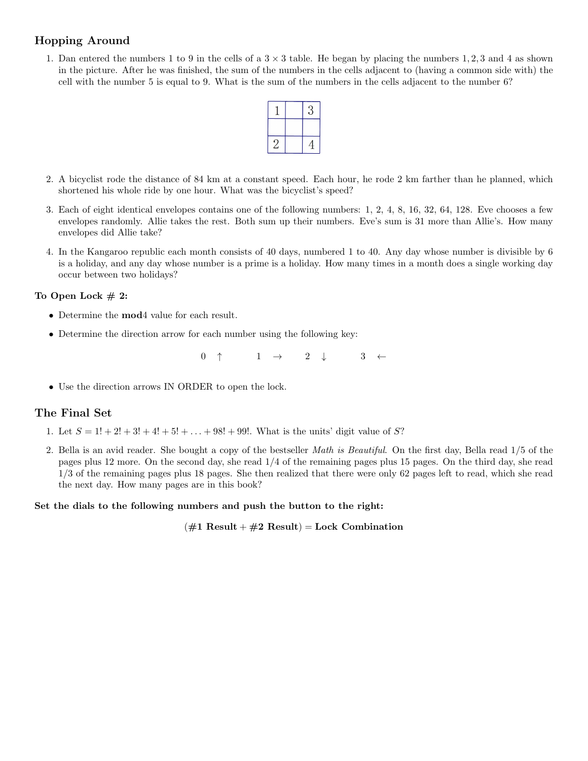## Hopping Around

1. Dan entered the numbers 1 to 9 in the cells of a $3 \times 3$ table. He began by placing the numbers $1, 2, 3$ and 4 as shown in the picture. After he was finished, the sum of the numbers in the cells adjacent to (having a common side with) the cell with the number 5 is equal to 9. What is the sum of the numbers in the cells adjacent to the number 6?

| | | |
|---|---|---|
| 1 | | 3 |
| | | |
| 2 | | 4 |

2. A bicyclist rode the distance of 84 km at a constant speed. Each hour, he rode 2 km farther than he planned, which shortened his whole ride by one hour. What was the bicyclist's speed?

3. Each of eight identical envelopes contains one of the following numbers: 1, 2, 4, 8, 16, 32, 64, 128. Eve chooses a few envelopes randomly. Allie takes the rest. Both sum up their numbers. Eve's sum is 31 more than Allie's. How many envelopes did Allie take?

4. In the Kangaroo republic each month consists of 40 days, numbered 1 to 40. Any day whose number is divisible by 6 is a holiday, and any day whose number is a prime is a holiday. How many times in a month does a single working day occur between two holidays?

**To Open Lock # 2:**

- Determine the **mod**4 value for each result.
- Determine the direction arrow for each number using the following key:

$$0 \uparrow \qquad 1 \rightarrow \qquad 2 \downarrow \qquad 3 \leftarrow$$

- Use the direction arrows IN ORDER to open the lock.

## The Final Set

1. Let $S = 1! + 2! + 3! + 4! + 5! + \ldots + 98! + 99!$. What is the units' digit value of $S$?

2. Bella is an avid reader. She bought a copy of the bestseller *Math is Beautiful*. On the first day, Bella read 1/5 of the pages plus 12 more. On the second day, she read 1/4 of the remaining pages plus 15 pages. On the third day, she read 1/3 of the remaining pages plus 18 pages. She then realized that there were only 62 pages left to read, which she read the next day. How many pages are in this book?

**Set the dials to the following numbers and push the button to the right:**

**(#1 Result + #2 Result) = Lock Combination**